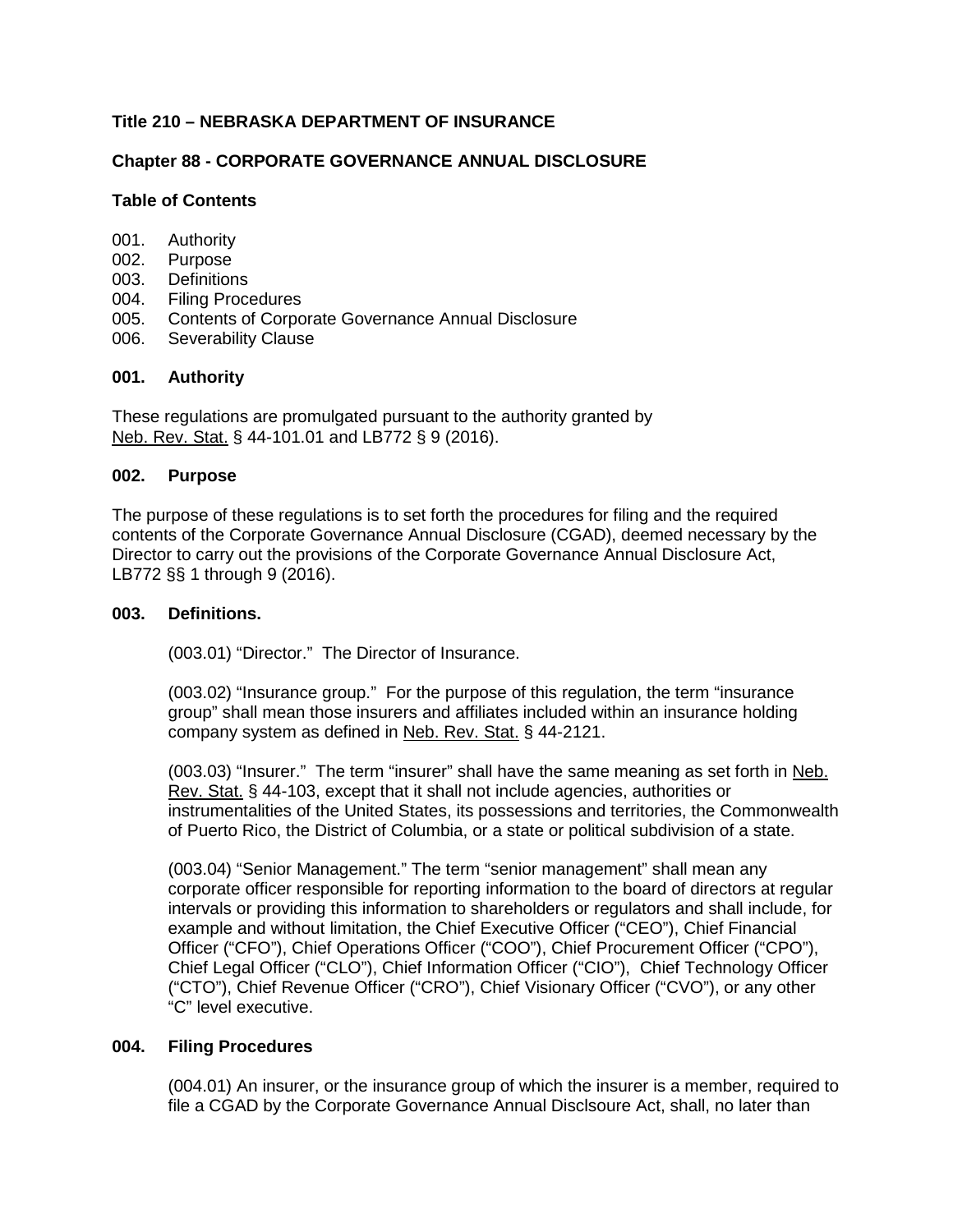**Title 210 – NEBRASKA DEPARTMENT OF INSURANCE**

**Chapter 88 - CORPORATE GOVERNANCE ANNUAL DISCLOSURE**

**Table of Contents**

001. Authority
002. Purpose
003. Definitions
004. Filing Procedures
005. Contents of Corporate Governance Annual Disclosure
006. Severability Clause

**001. Authority**

These regulations are promulgated pursuant to the authority granted by Neb. Rev. Stat. § 44-101.01 and LB772 § 9 (2016).

**002. Purpose**

The purpose of these regulations is to set forth the procedures for filing and the required contents of the Corporate Governance Annual Disclosure (CGAD), deemed necessary by the Director to carry out the provisions of the Corporate Governance Annual Disclosure Act, LB772 §§ 1 through 9 (2016).

**003. Definitions.**

(003.01) "Director." The Director of Insurance.

(003.02) "Insurance group." For the purpose of this regulation, the term "insurance group" shall mean those insurers and affiliates included within an insurance holding company system as defined in Neb. Rev. Stat. § 44-2121.

(003.03) "Insurer." The term "insurer" shall have the same meaning as set forth in Neb. Rev. Stat. § 44-103, except that it shall not include agencies, authorities or instrumentalities of the United States, its possessions and territories, the Commonwealth of Puerto Rico, the District of Columbia, or a state or political subdivision of a state.

(003.04) "Senior Management." The term "senior management" shall mean any corporate officer responsible for reporting information to the board of directors at regular intervals or providing this information to shareholders or regulators and shall include, for example and without limitation, the Chief Executive Officer ("CEO"), Chief Financial Officer ("CFO"), Chief Operations Officer ("COO"), Chief Procurement Officer ("CPO"), Chief Legal Officer ("CLO"), Chief Information Officer ("CIO"), Chief Technology Officer ("CTO"), Chief Revenue Officer ("CRO"), Chief Visionary Officer ("CVO"), or any other "C" level executive.

**004. Filing Procedures**

(004.01) An insurer, or the insurance group of which the insurer is a member, required to file a CGAD by the Corporate Governance Annual Disclsoure Act, shall, no later than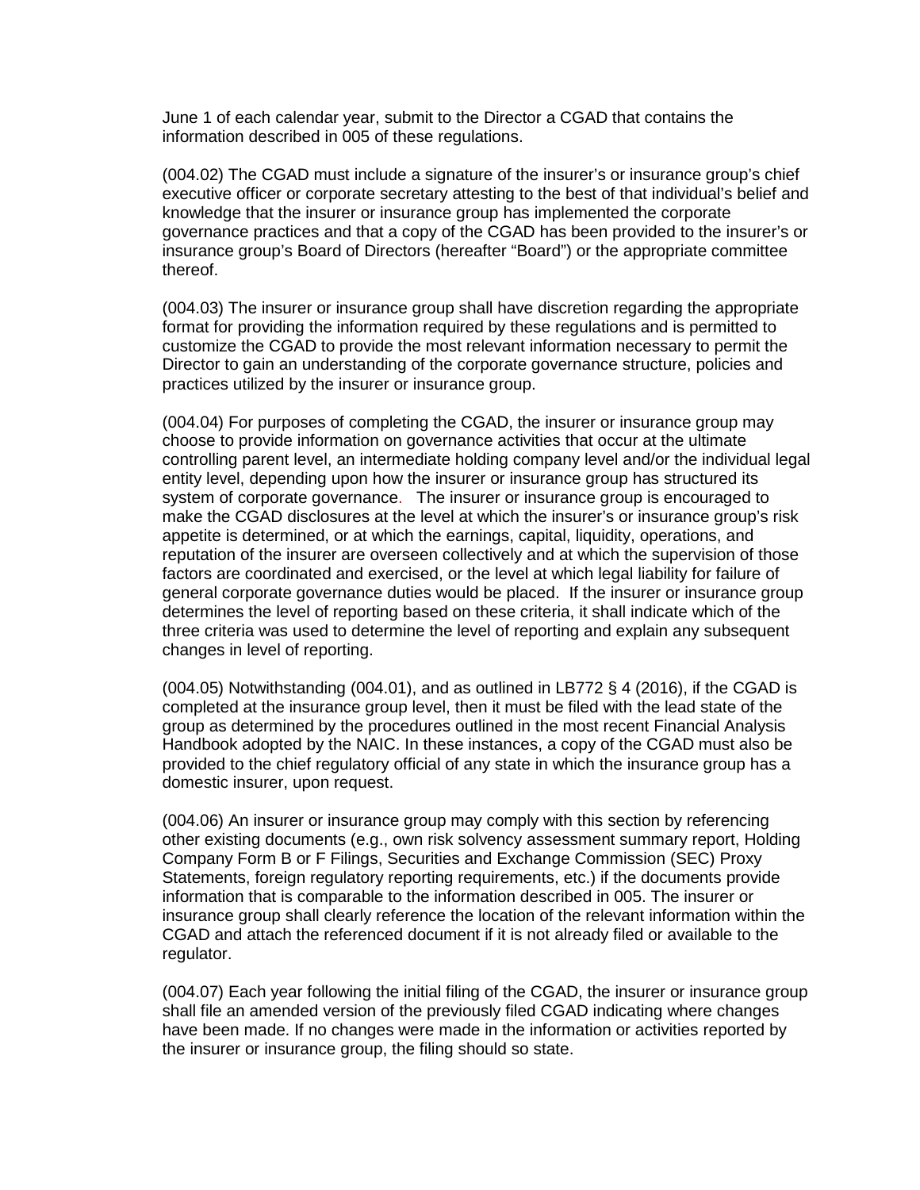June 1 of each calendar year, submit to the Director a CGAD that contains the information described in 005 of these regulations.

(004.02) The CGAD must include a signature of the insurer's or insurance group's chief executive officer or corporate secretary attesting to the best of that individual's belief and knowledge that the insurer or insurance group has implemented the corporate governance practices and that a copy of the CGAD has been provided to the insurer's or insurance group's Board of Directors (hereafter "Board") or the appropriate committee thereof.

(004.03) The insurer or insurance group shall have discretion regarding the appropriate format for providing the information required by these regulations and is permitted to customize the CGAD to provide the most relevant information necessary to permit the Director to gain an understanding of the corporate governance structure, policies and practices utilized by the insurer or insurance group.

(004.04) For purposes of completing the CGAD, the insurer or insurance group may choose to provide information on governance activities that occur at the ultimate controlling parent level, an intermediate holding company level and/or the individual legal entity level, depending upon how the insurer or insurance group has structured its system of corporate governance. The insurer or insurance group is encouraged to make the CGAD disclosures at the level at which the insurer's or insurance group's risk appetite is determined, or at which the earnings, capital, liquidity, operations, and reputation of the insurer are overseen collectively and at which the supervision of those factors are coordinated and exercised, or the level at which legal liability for failure of general corporate governance duties would be placed. If the insurer or insurance group determines the level of reporting based on these criteria, it shall indicate which of the three criteria was used to determine the level of reporting and explain any subsequent changes in level of reporting.

(004.05) Notwithstanding (004.01), and as outlined in LB772 § 4 (2016), if the CGAD is completed at the insurance group level, then it must be filed with the lead state of the group as determined by the procedures outlined in the most recent Financial Analysis Handbook adopted by the NAIC. In these instances, a copy of the CGAD must also be provided to the chief regulatory official of any state in which the insurance group has a domestic insurer, upon request.

(004.06) An insurer or insurance group may comply with this section by referencing other existing documents (e.g., own risk solvency assessment summary report, Holding Company Form B or F Filings, Securities and Exchange Commission (SEC) Proxy Statements, foreign regulatory reporting requirements, etc.) if the documents provide information that is comparable to the information described in 005. The insurer or insurance group shall clearly reference the location of the relevant information within the CGAD and attach the referenced document if it is not already filed or available to the regulator.

(004.07) Each year following the initial filing of the CGAD, the insurer or insurance group shall file an amended version of the previously filed CGAD indicating where changes have been made. If no changes were made in the information or activities reported by the insurer or insurance group, the filing should so state.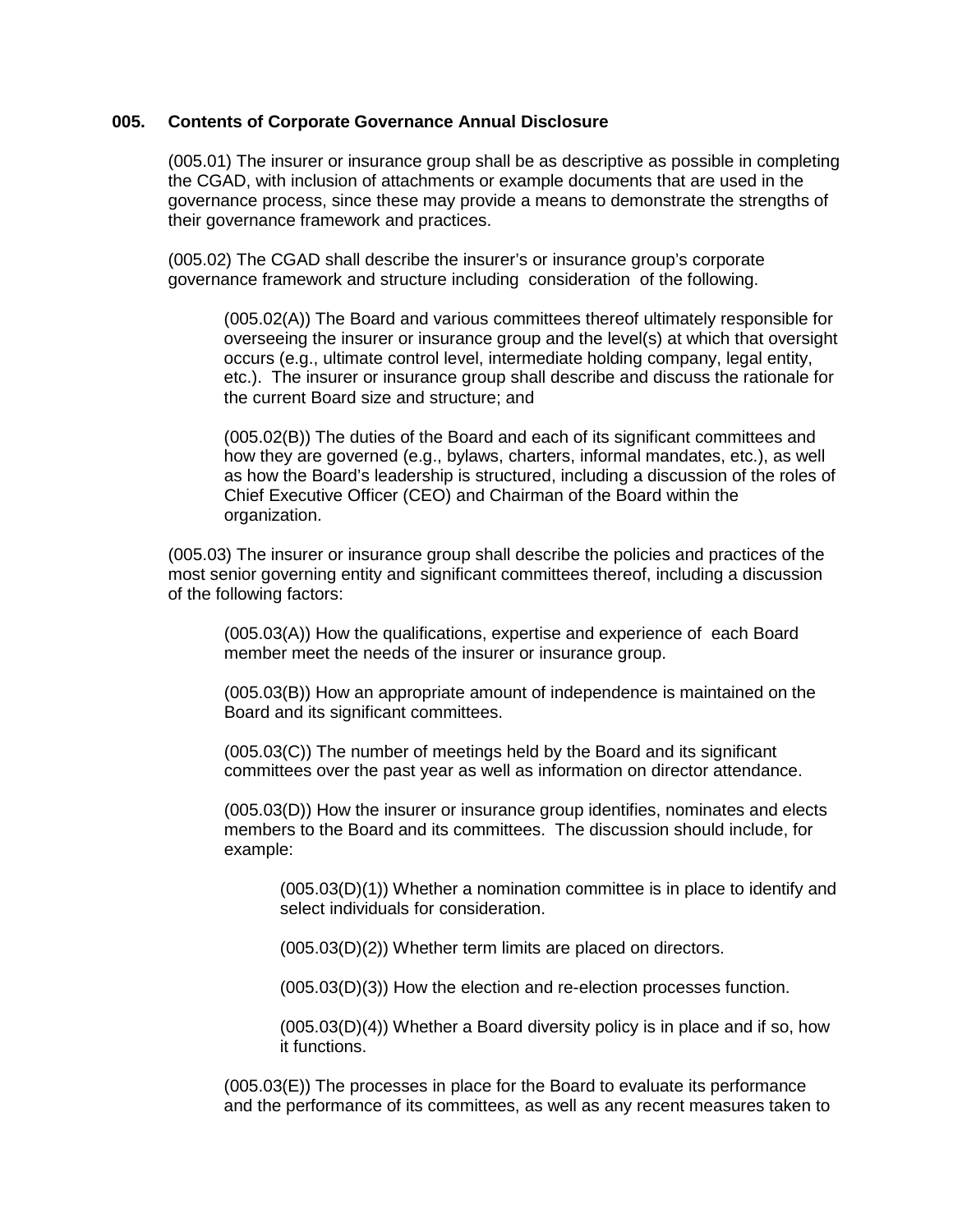## 005. Contents of Corporate Governance Annual Disclosure

(005.01) The insurer or insurance group shall be as descriptive as possible in completing the CGAD, with inclusion of attachments or example documents that are used in the governance process, since these may provide a means to demonstrate the strengths of their governance framework and practices.

(005.02) The CGAD shall describe the insurer's or insurance group's corporate governance framework and structure including consideration of the following.

> (005.02(A)) The Board and various committees thereof ultimately responsible for overseeing the insurer or insurance group and the level(s) at which that oversight occurs (e.g., ultimate control level, intermediate holding company, legal entity, etc.). The insurer or insurance group shall describe and discuss the rationale for the current Board size and structure; and
>
> (005.02(B)) The duties of the Board and each of its significant committees and how they are governed (e.g., bylaws, charters, informal mandates, etc.), as well as how the Board's leadership is structured, including a discussion of the roles of Chief Executive Officer (CEO) and Chairman of the Board within the organization.

(005.03) The insurer or insurance group shall describe the policies and practices of the most senior governing entity and significant committees thereof, including a discussion of the following factors:

> (005.03(A)) How the qualifications, expertise and experience of each Board member meet the needs of the insurer or insurance group.
>
> (005.03(B)) How an appropriate amount of independence is maintained on the Board and its significant committees.
>
> (005.03(C)) The number of meetings held by the Board and its significant committees over the past year as well as information on director attendance.
>
> (005.03(D)) How the insurer or insurance group identifies, nominates and elects members to the Board and its committees. The discussion should include, for example:
>
> > (005.03(D)(1)) Whether a nomination committee is in place to identify and select individuals for consideration.
> >
> > (005.03(D)(2)) Whether term limits are placed on directors.
> >
> > (005.03(D)(3)) How the election and re-election processes function.
> >
> > (005.03(D)(4)) Whether a Board diversity policy is in place and if so, how it functions.
>
> (005.03(E)) The processes in place for the Board to evaluate its performance and the performance of its committees, as well as any recent measures taken to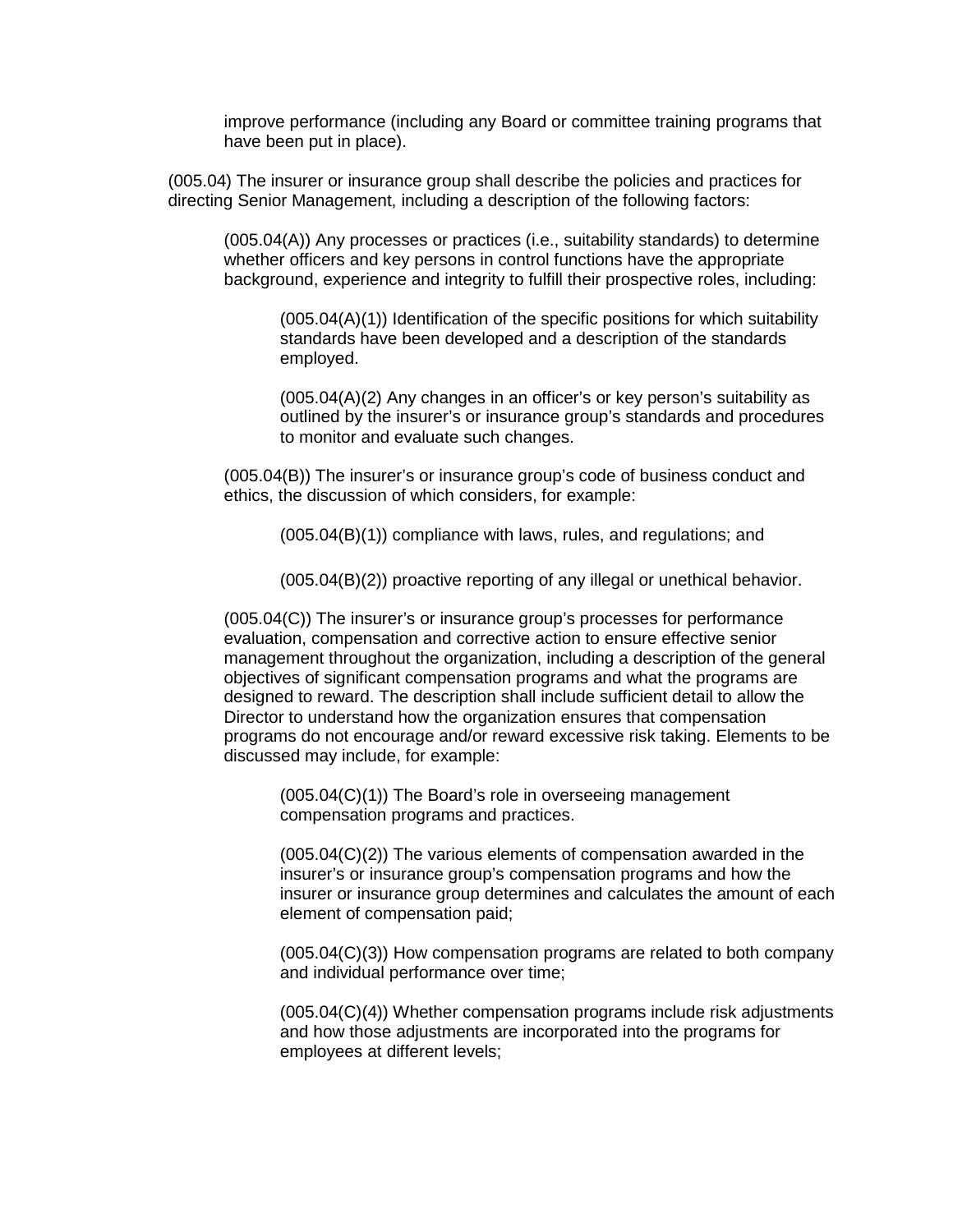improve performance (including any Board or committee training programs that have been put in place).

(005.04) The insurer or insurance group shall describe the policies and practices for directing Senior Management, including a description of the following factors:

(005.04(A)) Any processes or practices (i.e., suitability standards) to determine whether officers and key persons in control functions have the appropriate background, experience and integrity to fulfill their prospective roles, including:

(005.04(A)(1)) Identification of the specific positions for which suitability standards have been developed and a description of the standards employed.

(005.04(A)(2) Any changes in an officer's or key person's suitability as outlined by the insurer's or insurance group's standards and procedures to monitor and evaluate such changes.

(005.04(B)) The insurer's or insurance group's code of business conduct and ethics, the discussion of which considers, for example:

(005.04(B)(1)) compliance with laws, rules, and regulations; and

(005.04(B)(2)) proactive reporting of any illegal or unethical behavior.

(005.04(C)) The insurer's or insurance group's processes for performance evaluation, compensation and corrective action to ensure effective senior management throughout the organization, including a description of the general objectives of significant compensation programs and what the programs are designed to reward. The description shall include sufficient detail to allow the Director to understand how the organization ensures that compensation programs do not encourage and/or reward excessive risk taking. Elements to be discussed may include, for example:

(005.04(C)(1)) The Board's role in overseeing management compensation programs and practices.

(005.04(C)(2)) The various elements of compensation awarded in the insurer's or insurance group's compensation programs and how the insurer or insurance group determines and calculates the amount of each element of compensation paid;

(005.04(C)(3)) How compensation programs are related to both company and individual performance over time;

(005.04(C)(4)) Whether compensation programs include risk adjustments and how those adjustments are incorporated into the programs for employees at different levels;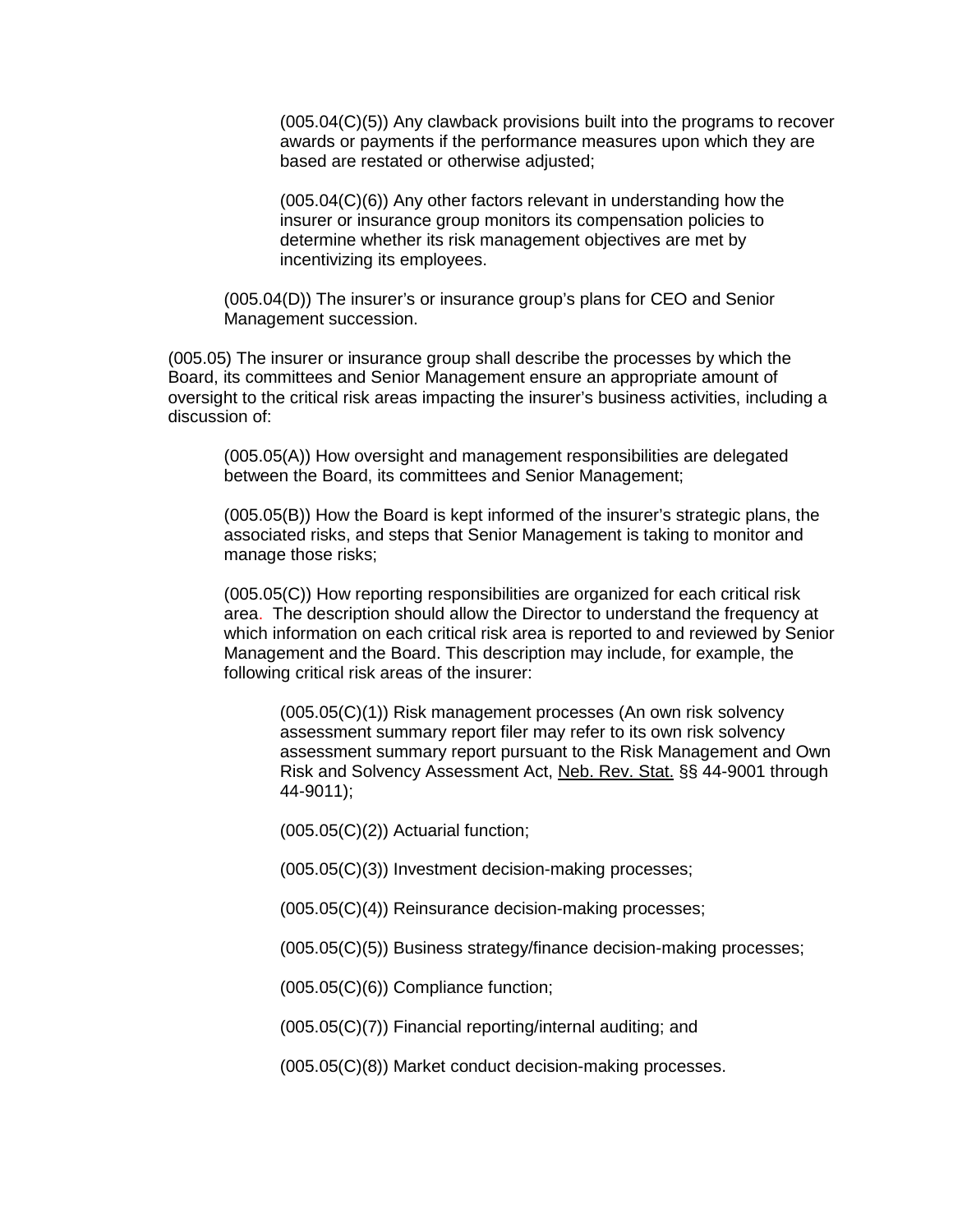(005.04(C)(5)) Any clawback provisions built into the programs to recover awards or payments if the performance measures upon which they are based are restated or otherwise adjusted;

(005.04(C)(6)) Any other factors relevant in understanding how the insurer or insurance group monitors its compensation policies to determine whether its risk management objectives are met by incentivizing its employees.

(005.04(D)) The insurer's or insurance group's plans for CEO and Senior Management succession.

(005.05) The insurer or insurance group shall describe the processes by which the Board, its committees and Senior Management ensure an appropriate amount of oversight to the critical risk areas impacting the insurer's business activities, including a discussion of:

(005.05(A)) How oversight and management responsibilities are delegated between the Board, its committees and Senior Management;

(005.05(B)) How the Board is kept informed of the insurer's strategic plans, the associated risks, and steps that Senior Management is taking to monitor and manage those risks;

(005.05(C)) How reporting responsibilities are organized for each critical risk area. The description should allow the Director to understand the frequency at which information on each critical risk area is reported to and reviewed by Senior Management and the Board. This description may include, for example, the following critical risk areas of the insurer:

(005.05(C)(1)) Risk management processes (An own risk solvency assessment summary report filer may refer to its own risk solvency assessment summary report pursuant to the Risk Management and Own Risk and Solvency Assessment Act, Neb. Rev. Stat. §§ 44-9001 through 44-9011);

(005.05(C)(2)) Actuarial function;

(005.05(C)(3)) Investment decision-making processes;

(005.05(C)(4)) Reinsurance decision-making processes;

(005.05(C)(5)) Business strategy/finance decision-making processes;

(005.05(C)(6)) Compliance function;

(005.05(C)(7)) Financial reporting/internal auditing; and

(005.05(C)(8)) Market conduct decision-making processes.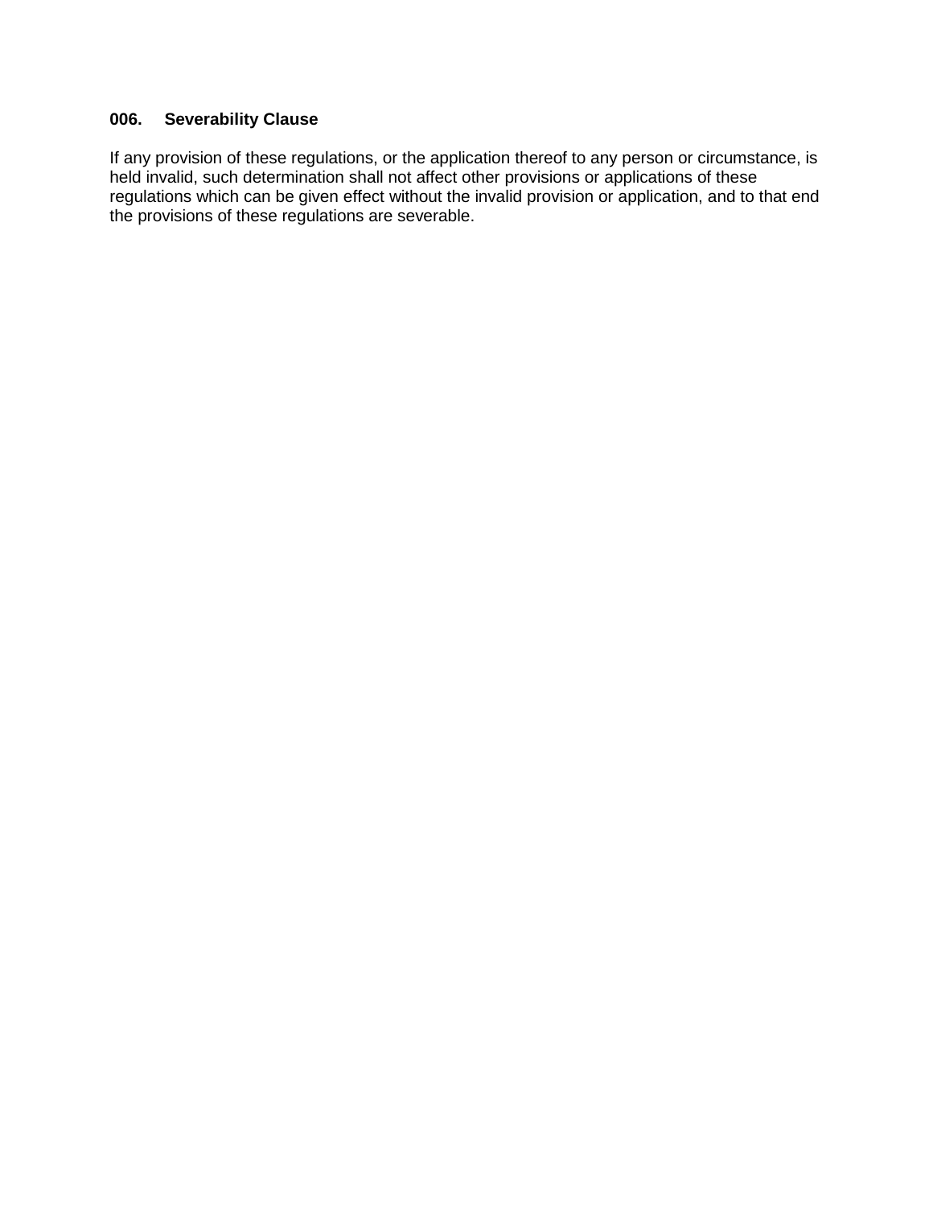**006. Severability Clause**

If any provision of these regulations, or the application thereof to any person or circumstance, is held invalid, such determination shall not affect other provisions or applications of these regulations which can be given effect without the invalid provision or application, and to that end the provisions of these regulations are severable.